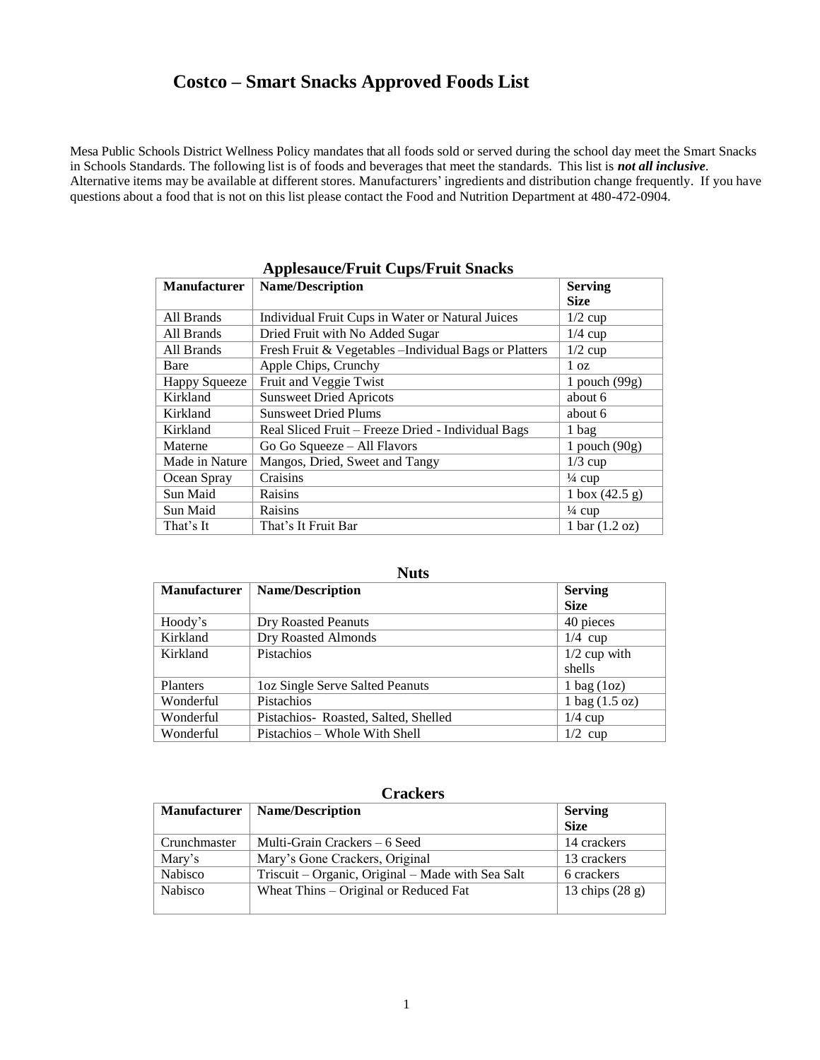# Costco – Smart Snacks Approved Foods List

Mesa Public Schools District Wellness Policy mandates that all foods sold or served during the school day meet the Smart Snacks in Schools Standards. The following list is of foods and beverages that meet the standards. This list is ***not all inclusive***. Alternative items may be available at different stores. Manufacturers' ingredients and distribution change frequently. If you have questions about a food that is not on this list please contact the Food and Nutrition Department at 480-472-0904.

## Applesauce/Fruit Cups/Fruit Snacks

| Manufacturer | Name/Description | Serving Size |
|---|---|---|
| All Brands | Individual Fruit Cups in Water or Natural Juices | 1/2 cup |
| All Brands | Dried Fruit with No Added Sugar | 1/4 cup |
| All Brands | Fresh Fruit & Vegetables –Individual Bags or Platters | 1/2 cup |
| Bare | Apple Chips, Crunchy | 1 oz |
| Happy Squeeze | Fruit and Veggie Twist | 1 pouch (99g) |
| Kirkland | Sunsweet Dried Apricots | about 6 |
| Kirkland | Sunsweet Dried Plums | about 6 |
| Kirkland | Real Sliced Fruit – Freeze Dried - Individual Bags | 1 bag |
| Materne | Go Go Squeeze – All Flavors | 1 pouch (90g) |
| Made in Nature | Mangos, Dried, Sweet and Tangy | 1/3 cup |
| Ocean Spray | Craisins | ¼ cup |
| Sun Maid | Raisins | 1 box (42.5 g) |
| Sun Maid | Raisins | ¼ cup |
| That's It | That's It Fruit Bar | 1 bar (1.2 oz) |

## Nuts

| Manufacturer | Name/Description | Serving Size |
|---|---|---|
| Hoody's | Dry Roasted Peanuts | 40 pieces |
| Kirkland | Dry Roasted Almonds | 1/4 cup |
| Kirkland | Pistachios | 1/2 cup with shells |
| Planters | 1oz Single Serve Salted Peanuts | 1 bag (1oz) |
| Wonderful | Pistachios | 1 bag (1.5 oz) |
| Wonderful | Pistachios- Roasted, Salted, Shelled | 1/4 cup |
| Wonderful | Pistachios – Whole With Shell | 1/2 cup |

## Crackers

| Manufacturer | Name/Description | Serving Size |
|---|---|---|
| Crunchmaster | Multi-Grain Crackers – 6 Seed | 14 crackers |
| Mary's | Mary's Gone Crackers, Original | 13 crackers |
| Nabisco | Triscuit – Organic, Original – Made with Sea Salt | 6 crackers |
| Nabisco | Wheat Thins – Original or Reduced Fat | 13 chips (28 g) |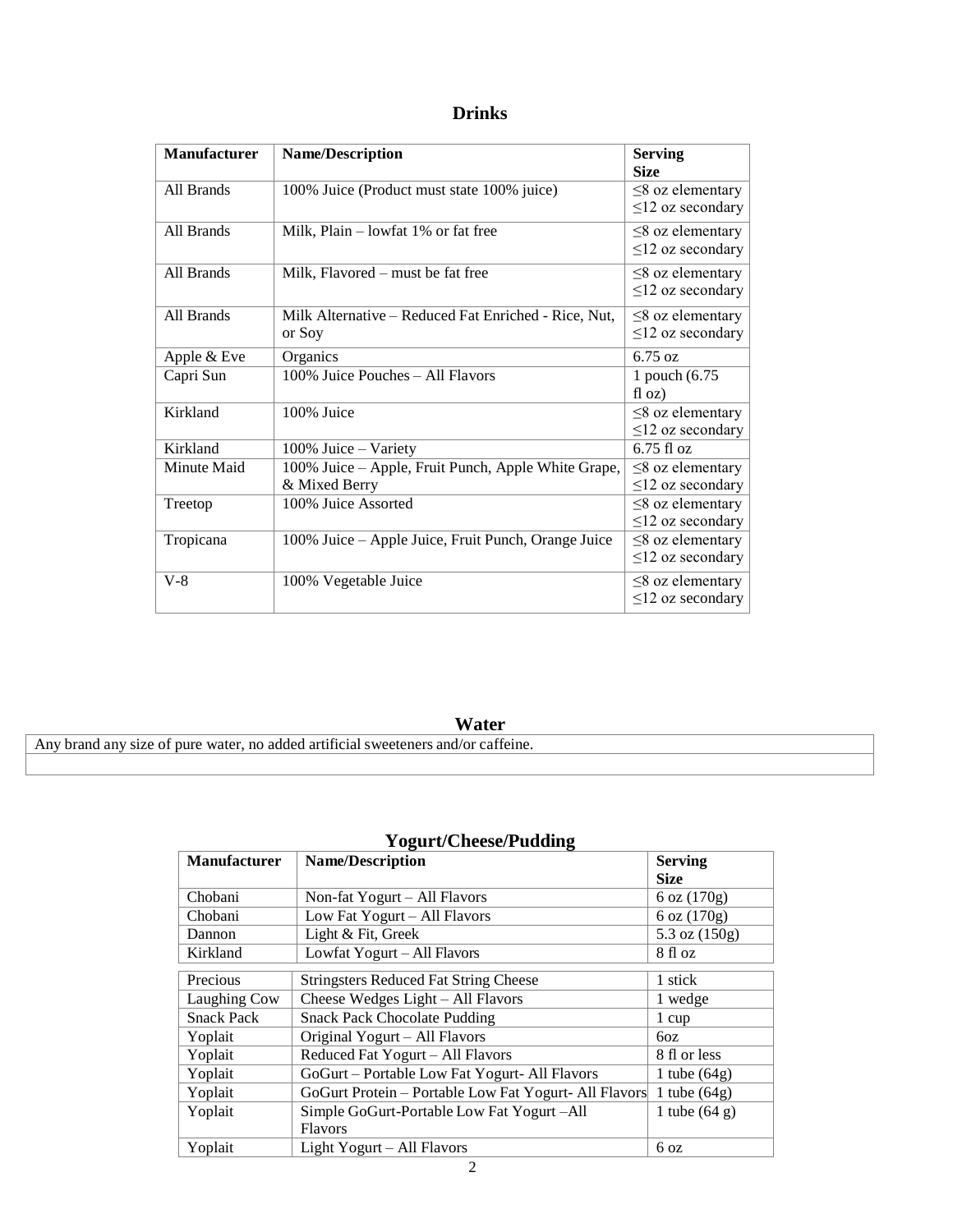## Drinks

| Manufacturer | Name/Description | Serving Size |
|---|---|---|
| All Brands | 100% Juice (Product must state 100% juice) | ≤8 oz elementary ≤12 oz secondary |
| All Brands | Milk, Plain – lowfat 1% or fat free | ≤8 oz elementary ≤12 oz secondary |
| All Brands | Milk, Flavored – must be fat free | ≤8 oz elementary ≤12 oz secondary |
| All Brands | Milk Alternative – Reduced Fat Enriched - Rice, Nut, or Soy | ≤8 oz elementary ≤12 oz secondary |
| Apple & Eve | Organics | 6.75 oz |
| Capri Sun | 100% Juice Pouches – All Flavors | 1 pouch (6.75 fl oz) |
| Kirkland | 100% Juice | ≤8 oz elementary ≤12 oz secondary |
| Kirkland | 100% Juice – Variety | 6.75 fl oz |
| Minute Maid | 100% Juice – Apple, Fruit Punch, Apple White Grape, & Mixed Berry | ≤8 oz elementary ≤12 oz secondary |
| Treetop | 100% Juice Assorted | ≤8 oz elementary ≤12 oz secondary |
| Tropicana | 100% Juice – Apple Juice, Fruit Punch, Orange Juice | ≤8 oz elementary ≤12 oz secondary |
| V-8 | 100% Vegetable Juice | ≤8 oz elementary ≤12 oz secondary |

## Water

| |
|---|
| Any brand any size of pure water, no added artificial sweeteners and/or caffeine. |

## Yogurt/Cheese/Pudding

| Manufacturer | Name/Description | Serving Size |
|---|---|---|
| Chobani | Non-fat Yogurt – All Flavors | 6 oz (170g) |
| Chobani | Low Fat Yogurt – All Flavors | 6 oz (170g) |
| Dannon | Light & Fit, Greek | 5.3 oz (150g) |
| Kirkland | Lowfat Yogurt – All Flavors | 8 fl oz |
| Precious | Stringsters Reduced Fat String Cheese | 1 stick |
| Laughing Cow | Cheese Wedges Light – All Flavors | 1 wedge |
| Snack Pack | Snack Pack Chocolate Pudding | 1 cup |
| Yoplait | Original Yogurt – All Flavors | 6oz |
| Yoplait | Reduced Fat Yogurt – All Flavors | 8 fl or less |
| Yoplait | GoGurt – Portable Low Fat Yogurt- All Flavors | 1 tube (64g) |
| Yoplait | GoGurt Protein – Portable Low Fat Yogurt- All Flavors | 1 tube (64g) |
| Yoplait | Simple GoGurt-Portable Low Fat Yogurt –All Flavors | 1 tube (64 g) |
| Yoplait | Light Yogurt – All Flavors | 6 oz |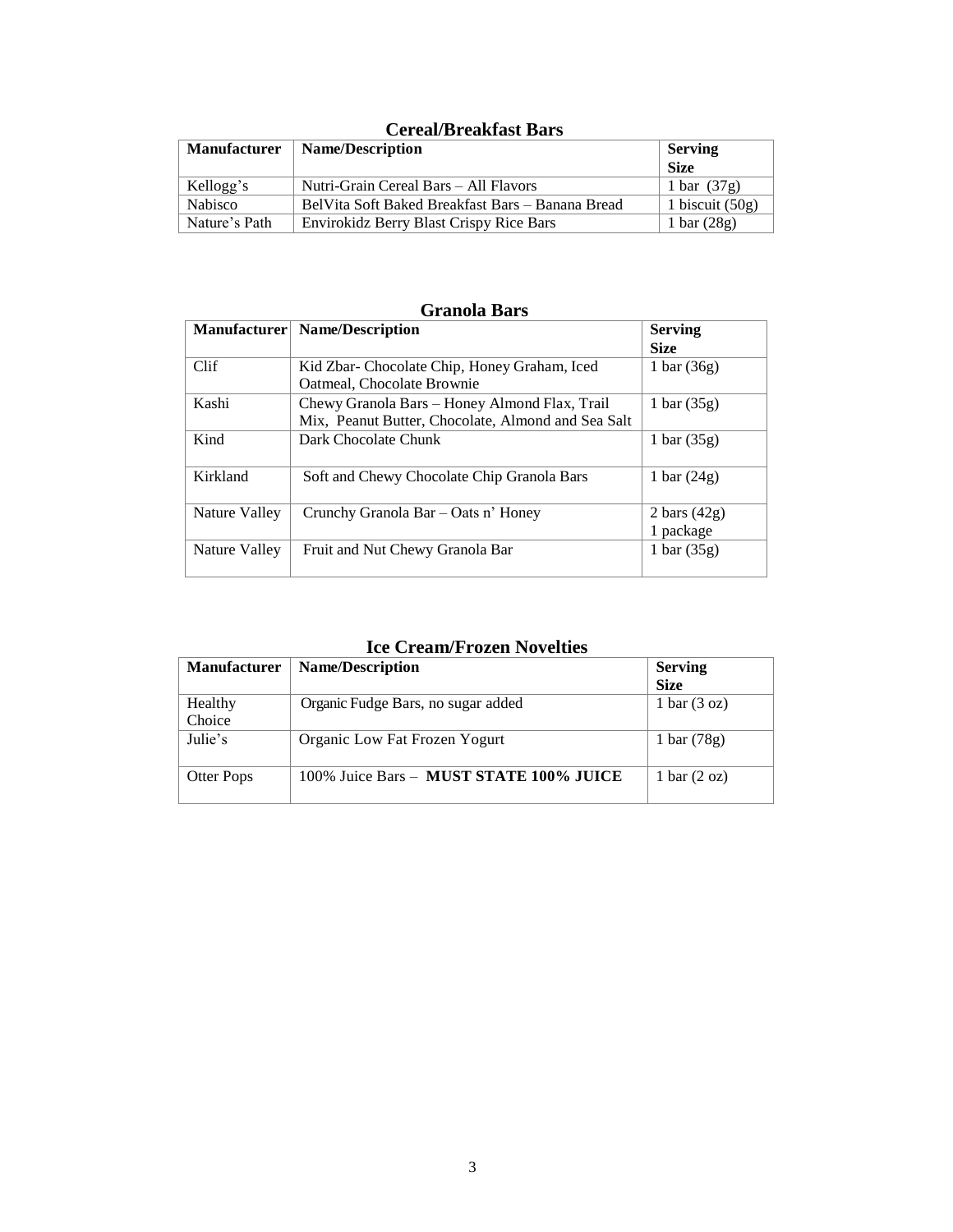## Cereal/Breakfast Bars

| Manufacturer | Name/Description | Serving Size |
|---|---|---|
| Kellogg's | Nutri-Grain Cereal Bars – All Flavors | 1 bar (37g) |
| Nabisco | BelVita Soft Baked Breakfast Bars – Banana Bread | 1 biscuit (50g) |
| Nature's Path | Envirokidz Berry Blast Crispy Rice Bars | 1 bar (28g) |

## Granola Bars

| Manufacturer | Name/Description | Serving Size |
|---|---|---|
| Clif | Kid Zbar- Chocolate Chip, Honey Graham, Iced Oatmeal, Chocolate Brownie | 1 bar (36g) |
| Kashi | Chewy Granola Bars – Honey Almond Flax, Trail Mix, Peanut Butter, Chocolate, Almond and Sea Salt | 1 bar (35g) |
| Kind | Dark Chocolate Chunk | 1 bar (35g) |
| Kirkland | Soft and Chewy Chocolate Chip Granola Bars | 1 bar (24g) |
| Nature Valley | Crunchy Granola Bar – Oats n' Honey | 2 bars (42g) 1 package |
| Nature Valley | Fruit and Nut Chewy Granola Bar | 1 bar (35g) |

## Ice Cream/Frozen Novelties

| Manufacturer | Name/Description | Serving Size |
|---|---|---|
| Healthy Choice | Organic Fudge Bars, no sugar added | 1 bar (3 oz) |
| Julie's | Organic Low Fat Frozen Yogurt | 1 bar (78g) |
| Otter Pops | 100% Juice Bars – **MUST STATE 100% JUICE** | 1 bar (2 oz) |